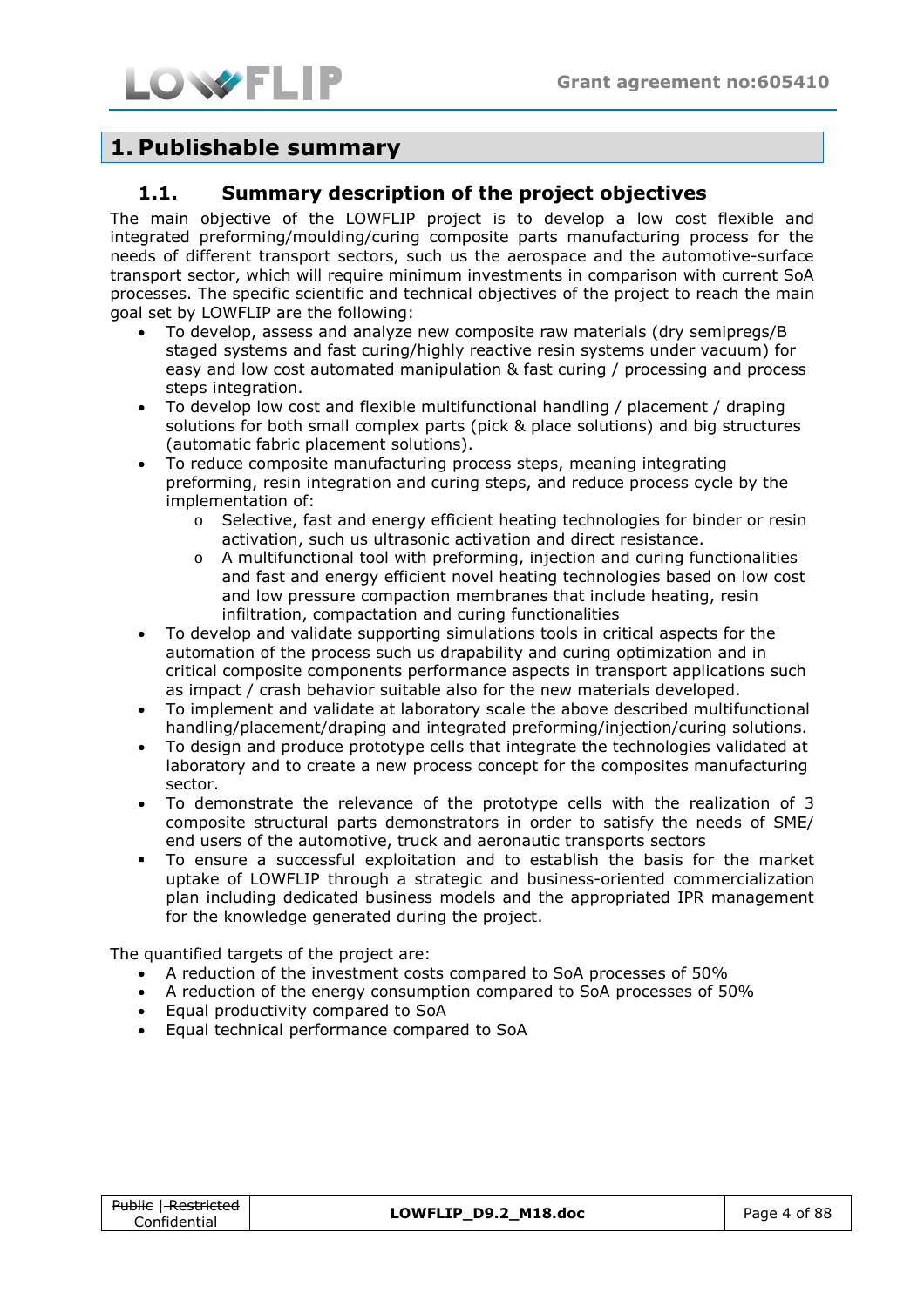# 1. Publishable summary

## 1.1. Summary description of the project objectives

The main objective of the LOWFLIP project is to develop a low cost flexible and integrated preforming/moulding/curing composite parts manufacturing process for the needs of different transport sectors, such us the aerospace and the automotive-surface transport sector, which will require minimum investments in comparison with current SoA processes. The specific scientific and technical objectives of the project to reach the main goal set by LOWFLIP are the following:

- To develop, assess and analyze new composite raw materials (dry semipregs/B staged systems and fast curing/highly reactive resin systems under vacuum) for easy and low cost automated manipulation & fast curing / processing and process steps integration.
- To develop low cost and flexible multifunctional handling / placement / draping solutions for both small complex parts (pick & place solutions) and big structures (automatic fabric placement solutions).
- To reduce composite manufacturing process steps, meaning integrating preforming, resin integration and curing steps, and reduce process cycle by the implementation of:
  - Selective, fast and energy efficient heating technologies for binder or resin activation, such us ultrasonic activation and direct resistance.
  - A multifunctional tool with preforming, injection and curing functionalities and fast and energy efficient novel heating technologies based on low cost and low pressure compaction membranes that include heating, resin infiltration, compactation and curing functionalities
- To develop and validate supporting simulations tools in critical aspects for the automation of the process such us drapability and curing optimization and in critical composite components performance aspects in transport applications such as impact / crash behavior suitable also for the new materials developed.
- To implement and validate at laboratory scale the above described multifunctional handling/placement/draping and integrated preforming/injection/curing solutions.
- To design and produce prototype cells that integrate the technologies validated at laboratory and to create a new process concept for the composites manufacturing sector.
- To demonstrate the relevance of the prototype cells with the realization of 3 composite structural parts demonstrators in order to satisfy the needs of SME/ end users of the automotive, truck and aeronautic transports sectors
- To ensure a successful exploitation and to establish the basis for the market uptake of LOWFLIP through a strategic and business-oriented commercialization plan including dedicated business models and the appropriated IPR management for the knowledge generated during the project.

The quantified targets of the project are:

- A reduction of the investment costs compared to SoA processes of 50%
- A reduction of the energy consumption compared to SoA processes of 50%
- Equal productivity compared to SoA
- Equal technical performance compared to SoA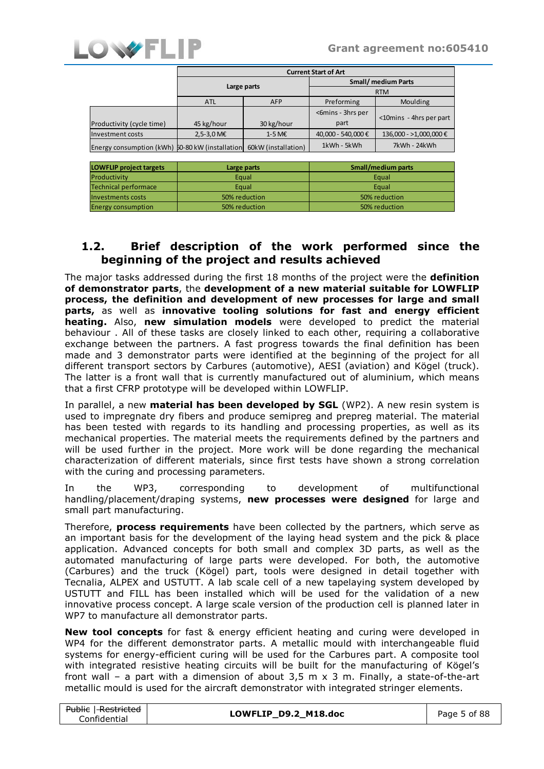| | Current Start of Art | | | |
|---|---|---|---|---|
| | Large parts | | Small/ medium Parts | |
| | | | RTM | |
| | ATL | AFP | Preforming | Moulding |
| Productivity (cycle time) | 45 kg/hour | 30 kg/hour | <6mins - 3hrs per part | <10mins - 4hrs per part |
| Investment costs | 2,5-3,0 M€ | 1-5 M€ | 40,000 - 540,000 € | 136,000 - >1,000,000 € |
| Energy consumption (kWh) | 50-80 kW (installation | 60kW (installation) | 1kWh - 5kWh | 7kWh - 24kWh |

| LOWFLIP project targets | Large parts | Small/medium parts |
|---|---|---|
| Productivity | Equal | Equal |
| Technical performace | Equal | Equal |
| Investments costs | 50% reduction | 50% reduction |
| Energy consumption | 50% reduction | 50% reduction |

## 1.2. Brief description of the work performed since the beginning of the project and results achieved

The major tasks addressed during the first 18 months of the project were the **definition of demonstrator parts**, the **development of a new material suitable for LOWFLIP process, the definition and development of new processes for large and small parts,** as well as **innovative tooling solutions for fast and energy efficient heating.** Also, **new simulation models** were developed to predict the material behaviour . All of these tasks are closely linked to each other, requiring a collaborative exchange between the partners. A fast progress towards the final definition has been made and 3 demonstrator parts were identified at the beginning of the project for all different transport sectors by Carbures (automotive), AESI (aviation) and Kögel (truck). The latter is a front wall that is currently manufactured out of aluminium, which means that a first CFRP prototype will be developed within LOWFLIP.

In parallel, a new **material has been developed by SGL** (WP2). A new resin system is used to impregnate dry fibers and produce semipreg and prepreg material. The material has been tested with regards to its handling and processing properties, as well as its mechanical properties. The material meets the requirements defined by the partners and will be used further in the project. More work will be done regarding the mechanical characterization of different materials, since first tests have shown a strong correlation with the curing and processing parameters.

In the WP3, corresponding to development of multifunctional handling/placement/draping systems, **new processes were designed** for large and small part manufacturing.

Therefore, **process requirements** have been collected by the partners, which serve as an important basis for the development of the laying head system and the pick & place application. Advanced concepts for both small and complex 3D parts, as well as the automated manufacturing of large parts were developed. For both, the automotive (Carbures) and the truck (Kögel) part, tools were designed in detail together with Tecnalia, ALPEX and USTUTT. A lab scale cell of a new tapelaying system developed by USTUTT and FILL has been installed which will be used for the validation of a new innovative process concept. A large scale version of the production cell is planned later in WP7 to manufacture all demonstrator parts.

**New tool concepts** for fast & energy efficient heating and curing were developed in WP4 for the different demonstrator parts. A metallic mould with interchangeable fluid systems for energy-efficient curing will be used for the Carbures part. A composite tool with integrated resistive heating circuits will be built for the manufacturing of Kögel's front wall – a part with a dimension of about 3,5 m x 3 m. Finally, a state-of-the-art metallic mould is used for the aircraft demonstrator with integrated stringer elements.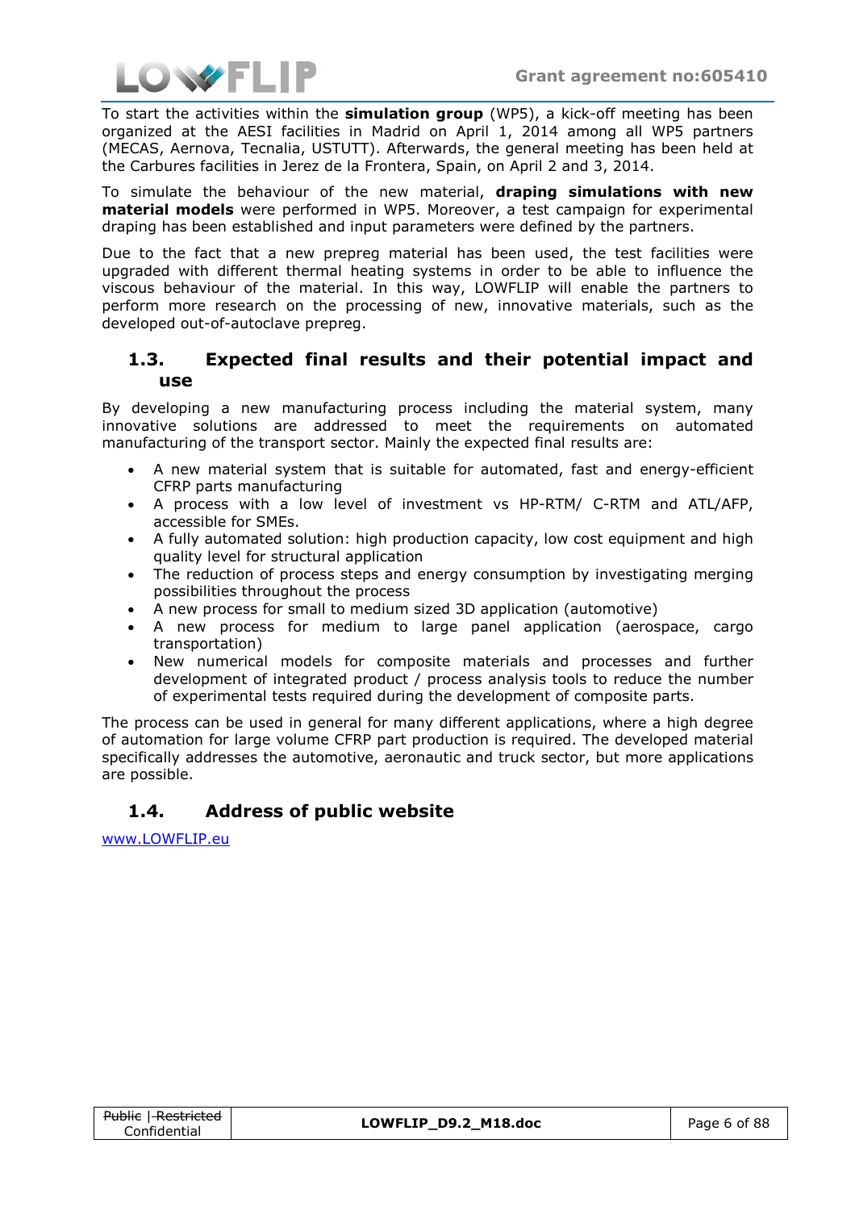To start the activities within the **simulation group** (WP5), a kick-off meeting has been organized at the AESI facilities in Madrid on April 1, 2014 among all WP5 partners (MECAS, Aernova, Tecnalia, USTUTT). Afterwards, the general meeting has been held at the Carbures facilities in Jerez de la Frontera, Spain, on April 2 and 3, 2014.

To simulate the behaviour of the new material, **draping simulations with new material models** were performed in WP5. Moreover, a test campaign for experimental draping has been established and input parameters were defined by the partners.

Due to the fact that a new prepreg material has been used, the test facilities were upgraded with different thermal heating systems in order to be able to influence the viscous behaviour of the material. In this way, LOWFLIP will enable the partners to perform more research on the processing of new, innovative materials, such as the developed out-of-autoclave prepreg.

## 1.3. Expected final results and their potential impact and use

By developing a new manufacturing process including the material system, many innovative solutions are addressed to meet the requirements on automated manufacturing of the transport sector. Mainly the expected final results are:

- A new material system that is suitable for automated, fast and energy-efficient CFRP parts manufacturing
- A process with a low level of investment vs HP-RTM/ C-RTM and ATL/AFP, accessible for SMEs.
- A fully automated solution: high production capacity, low cost equipment and high quality level for structural application
- The reduction of process steps and energy consumption by investigating merging possibilities throughout the process
- A new process for small to medium sized 3D application (automotive)
- A new process for medium to large panel application (aerospace, cargo transportation)
- New numerical models for composite materials and processes and further development of integrated product / process analysis tools to reduce the number of experimental tests required during the development of composite parts.

The process can be used in general for many different applications, where a high degree of automation for large volume CFRP part production is required. The developed material specifically addresses the automotive, aeronautic and truck sector, but more applications are possible.

## 1.4. Address of public website

www.LOWFLIP.eu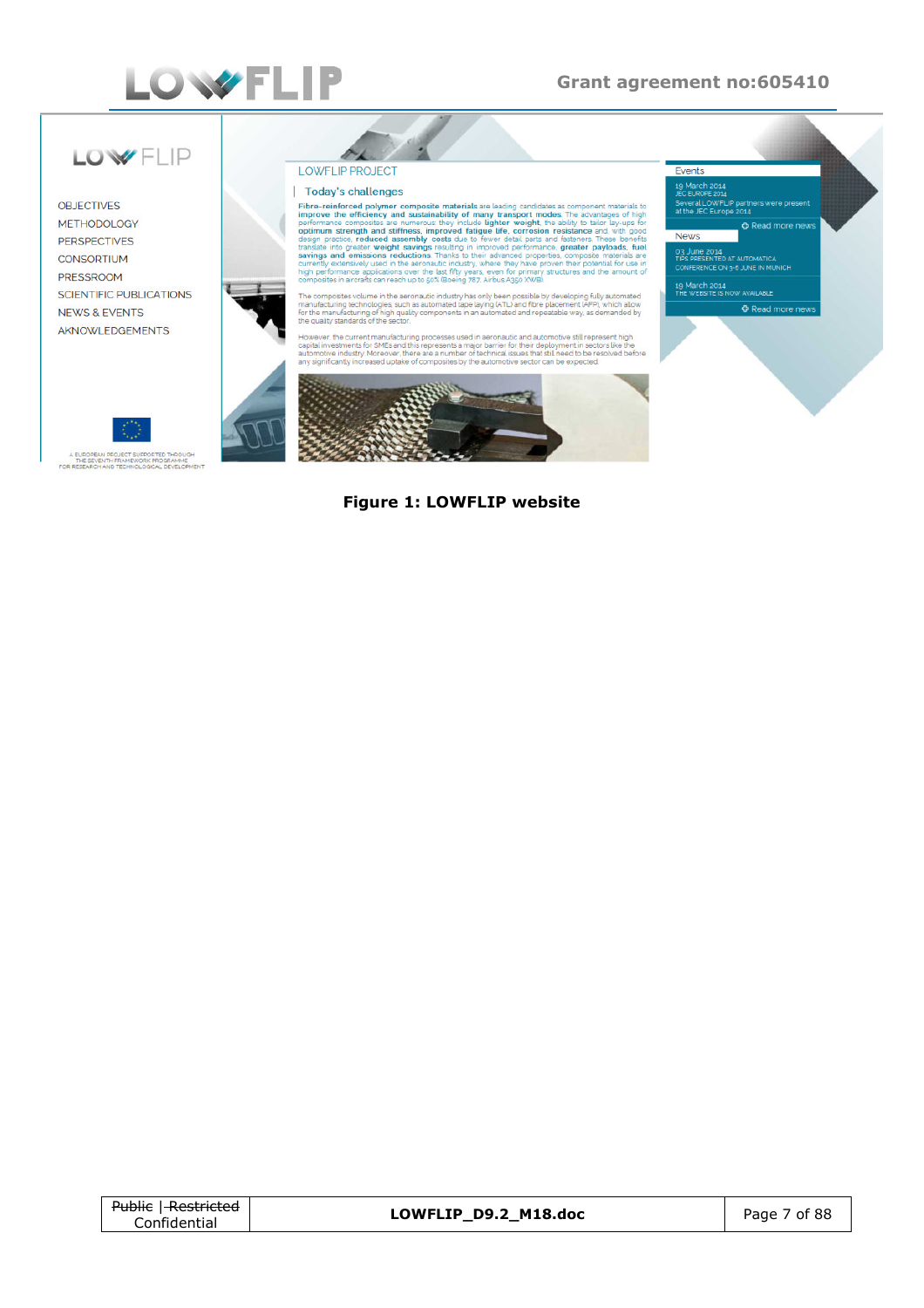Figure 1: LOWFLIP website